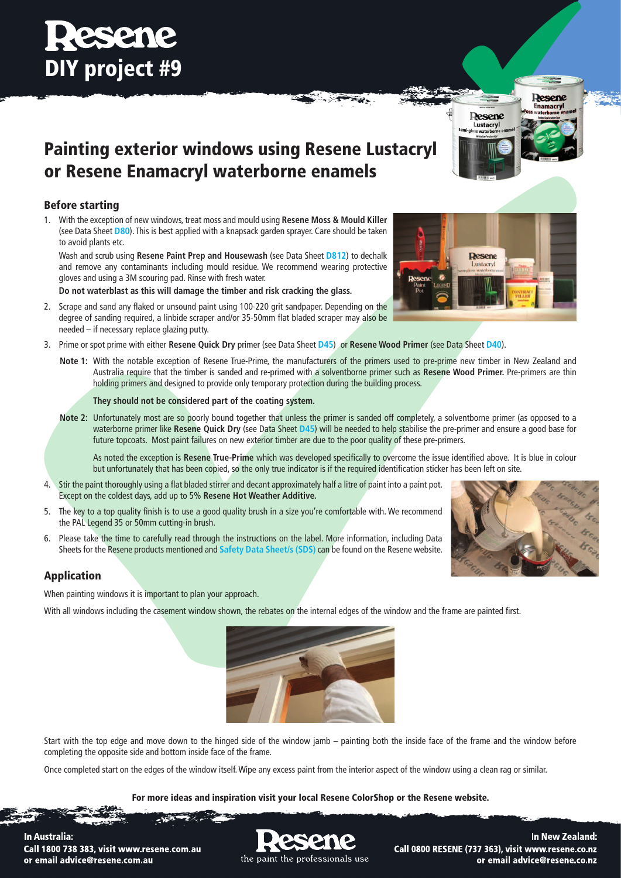# Resene
## DIY project #9

# Painting exterior windows using Resene Lustacryl or Resene Enamacryl waterborne enamels

### Before starting

1. With the exception of new windows, treat moss and mould using **Resene Moss & Mould Killer** (see Data Sheet **D80**). This is best applied with a knapsack garden sprayer. Care should be taken to avoid plants etc.

   Wash and scrub using **Resene Paint Prep and Housewash** (see Data Sheet **D812**) to dechalk and remove any contaminants including mould residue. We recommend wearing protective gloves and using a 3M scouring pad. Rinse with fresh water.

   **Do not waterblast as this will damage the timber and risk cracking the glass.**

2. Scrape and sand any flaked or unsound paint using 100-220 grit sandpaper. Depending on the degree of sanding required, a linbide scraper and/or 35-50mm flat bladed scraper may also be needed – if necessary replace glazing putty.

3. Prime or spot prime with either **Resene Quick Dry** primer (see Data Sheet **D45**) or **Resene Wood Primer** (see Data Sheet **D40**).

   **Note 1:** With the notable exception of Resene True-Prime, the manufacturers of the primers used to pre-prime new timber in New Zealand and Australia require that the timber is sanded and re-primed with a solventborne primer such as **Resene Wood Primer.** Pre-primers are thin holding primers and designed to provide only temporary protection during the building process.

   **They should not be considered part of the coating system.**

   **Note 2:** Unfortunately most are so poorly bound together that unless the primer is sanded off completely, a solventborne primer (as opposed to a waterborne primer like **Resene Quick Dry** (see Data Sheet **D45**) will be needed to help stabilise the pre-primer and ensure a good base for future topcoats. Most paint failures on new exterior timber are due to the poor quality of these pre-primers.

   As noted the exception is **Resene True-Prime** which was developed specifically to overcome the issue identified above. It is blue in colour but unfortunately that has been copied, so the only true indicator is if the required identification sticker has been left on site.

4. Stir the paint thoroughly using a flat bladed stirrer and decant approximately half a litre of paint into a paint pot. Except on the coldest days, add up to 5% **Resene Hot Weather Additive.**

5. The key to a top quality finish is to use a good quality brush in a size you're comfortable with. We recommend the PAL Legend 35 or 50mm cutting-in brush.

6. Please take the time to carefully read through the instructions on the label. More information, including Data Sheets for the Resene products mentioned and **Safety Data Sheet/s (SDS)** can be found on the Resene website.

### Application

When painting windows it is important to plan your approach.

With all windows including the casement window shown, the rebates on the internal edges of the window and the frame are painted first.

Start with the top edge and move down to the hinged side of the window jamb – painting both the inside face of the frame and the window before completing the opposite side and bottom inside face of the frame.

Once completed start on the edges of the window itself. Wipe any excess paint from the interior aspect of the window using a clean rag or similar.

**For more ideas and inspiration visit your local Resene ColorShop or the Resene website.**

**In Australia:**
**Call 1800 738 383, visit www.resene.com.au or email advice@resene.com.au**

Resene — the paint the professionals use

**In New Zealand:**
**Call 0800 RESENE (737 363), visit www.resene.co.nz or email advice@resene.co.nz**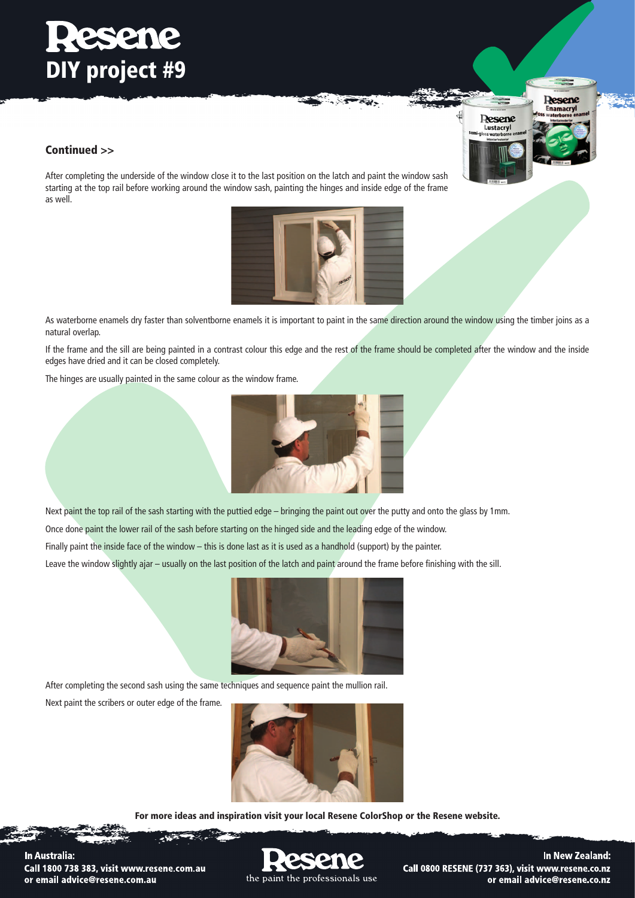# Resene DIY project #9

### Continued >>

After completing the underside of the window close it to the last position on the latch and paint the window sash starting at the top rail before working around the window sash, painting the hinges and inside edge of the frame as well.

As waterborne enamels dry faster than solventborne enamels it is important to paint in the same direction around the window using the timber joins as a natural overlap.

If the frame and the sill are being painted in a contrast colour this edge and the rest of the frame should be completed after the window and the inside edges have dried and it can be closed completely.

The hinges are usually painted in the same colour as the window frame.

Next paint the top rail of the sash starting with the puttied edge – bringing the paint out over the putty and onto the glass by 1mm.

Once done paint the lower rail of the sash before starting on the hinged side and the leading edge of the window.

Finally paint the inside face of the window – this is done last as it is used as a handhold (support) by the painter.

Leave the window slightly ajar – usually on the last position of the latch and paint around the frame before finishing with the sill.

After completing the second sash using the same techniques and sequence paint the mullion rail.

Next paint the scribers or outer edge of the frame.

**For more ideas and inspiration visit your local Resene ColorShop or the Resene website.**

**In Australia:**
**Call 1800 738 383, visit www.resene.com.au or email advice@resene.com.au**

Resene – the paint the professionals use

**In New Zealand:**
**Call 0800 RESENE (737 363), visit www.resene.co.nz or email advice@resene.co.nz**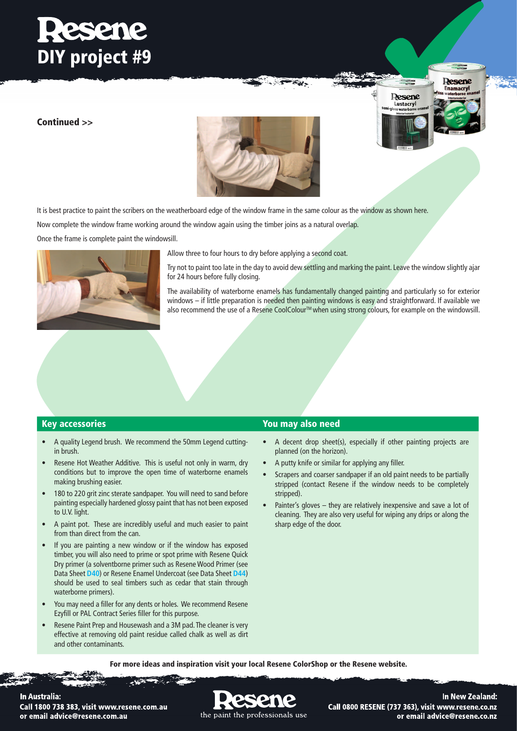# Resene DIY project #9

**Continued >>**

It is best practice to paint the scribers on the weatherboard edge of the window frame in the same colour as the window as shown here.

Now complete the window frame working around the window again using the timber joins as a natural overlap.

Once the frame is complete paint the windowsill.

Allow three to four hours to dry before applying a second coat.

Try not to paint too late in the day to avoid dew settling and marking the paint. Leave the window slightly ajar for 24 hours before fully closing.

The availability of waterborne enamels has fundamentally changed painting and particularly so for exterior windows – if little preparation is needed then painting windows is easy and straightforward. If available we also recommend the use of a Resene CoolColour™ when using strong colours, for example on the windowsill.

## Key accessories

- A quality Legend brush. We recommend the 50mm Legend cutting-in brush.
- Resene Hot Weather Additive. This is useful not only in warm, dry conditions but to improve the open time of waterborne enamels making brushing easier.
- 180 to 220 grit zinc sterate sandpaper. You will need to sand before painting especially hardened glossy paint that has not been exposed to U.V. light.
- A paint pot. These are incredibly useful and much easier to paint from than direct from the can.
- If you are painting a new window or if the window has exposed timber, you will also need to prime or spot prime with Resene Quick Dry primer (a solventborne primer such as Resene Wood Primer (see Data Sheet D40) or Resene Enamel Undercoat (see Data Sheet D44) should be used to seal timbers such as cedar that stain through waterborne primers).
- You may need a filler for any dents or holes. We recommend Resene Ezyfill or PAL Contract Series filler for this purpose.
- Resene Paint Prep and Housewash and a 3M pad. The cleaner is very effective at removing old paint residue called chalk as well as dirt and other contaminants.

## You may also need

- A decent drop sheet(s), especially if other painting projects are planned (on the horizon).
- A putty knife or similar for applying any filler.
- Scrapers and coarser sandpaper if an old paint needs to be partially stripped (contact Resene if the window needs to be completely stripped).
- Painter's gloves – they are relatively inexpensive and save a lot of cleaning. They are also very useful for wiping any drips or along the sharp edge of the door.

**For more ideas and inspiration visit your local Resene ColorShop or the Resene website.**

**In Australia:**
**Call 1800 738 383, visit www.resene.com.au or email advice@resene.com.au**

Resene — the paint the professionals use

**In New Zealand:**
**Call 0800 RESENE (737 363), visit www.resene.co.nz or email advice@resene.co.nz**